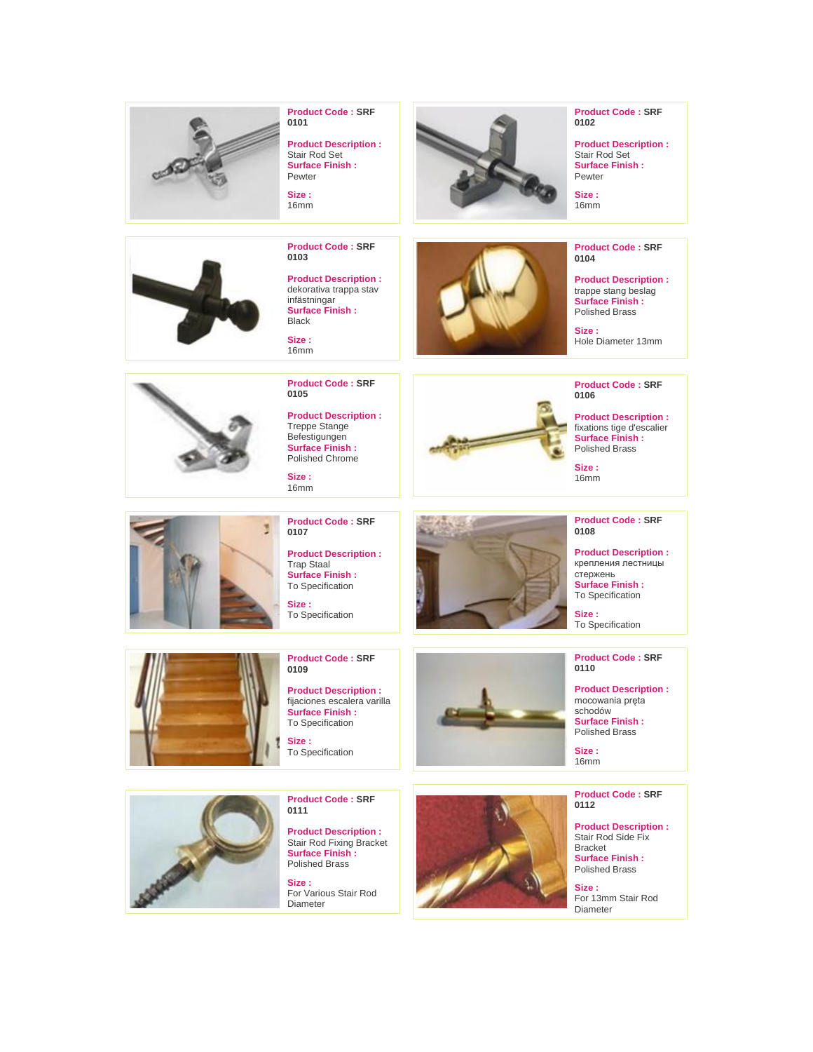**Product Code :** SRF 0101

**Product Description :** Stair Rod Set
**Surface Finish :** Pewter

**Size :** 16mm

**Product Code :** SRF 0102

**Product Description :** Stair Rod Set
**Surface Finish :** Pewter

**Size :** 16mm

**Product Code :** SRF 0103

**Product Description :** dekorativa trappa stav infästningar
**Surface Finish :** Black

**Size :** 16mm

**Product Code :** SRF 0104

**Product Description :** trappe stang beslag
**Surface Finish :** Polished Brass

**Size :** Hole Diameter 13mm

**Product Code :** SRF 0105

**Product Description :** Treppe Stange Befestigungen
**Surface Finish :** Polished Chrome

**Size :** 16mm

**Product Code :** SRF 0106

**Product Description :** fixations tige d'escalier
**Surface Finish :** Polished Brass

**Size :** 16mm

**Product Code :** SRF 0107

**Product Description :** Trap Staal
**Surface Finish :** To Specification

**Size :** To Specification

**Product Code :** SRF 0108

**Product Description :** крепления лестницы стержень
**Surface Finish :** To Specification

**Size :** To Specification

**Product Code :** SRF 0109

**Product Description :** fijaciones escalera varilla
**Surface Finish :** To Specification

**Size :** To Specification

**Product Code :** SRF 0110

**Product Description :** mocowania pręta schodów
**Surface Finish :** Polished Brass

**Size :** 16mm

**Product Code :** SRF 0111

**Product Description :** Stair Rod Fixing Bracket
**Surface Finish :** Polished Brass

**Size :** For Various Stair Rod Diameter

**Product Code :** SRF 0112

**Product Description :** Stair Rod Side Fix Bracket
**Surface Finish :** Polished Brass

**Size :** For 13mm Stair Rod Diameter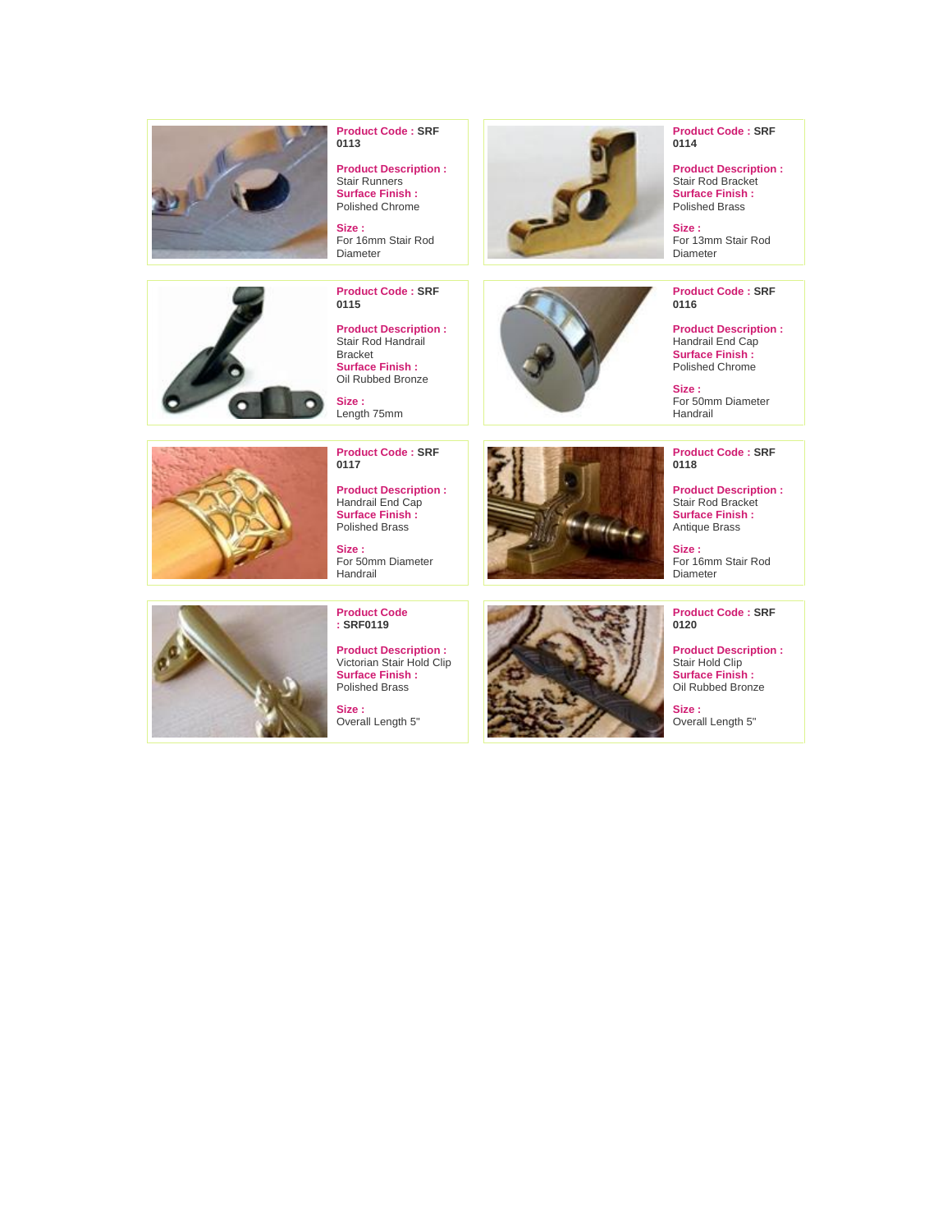**Product Code :** SRF 0113

**Product Description :**
Stair Runners
**Surface Finish :**
Polished Chrome

**Size :**
For 16mm Stair Rod Diameter

---

**Product Code :** SRF 0114

**Product Description :**
Stair Rod Bracket
**Surface Finish :**
Polished Brass

**Size :**
For 13mm Stair Rod Diameter

---

**Product Code :** SRF 0115

**Product Description :**
Stair Rod Handrail Bracket
**Surface Finish :**
Oil Rubbed Bronze

**Size :**
Length 75mm

---

**Product Code :** SRF 0116

**Product Description :**
Handrail End Cap
**Surface Finish :**
Polished Chrome

**Size :**
For 50mm Diameter Handrail

---

**Product Code :** SRF 0117

**Product Description :**
Handrail End Cap
**Surface Finish :**
Polished Brass

**Size :**
For 50mm Diameter Handrail

---

**Product Code :** SRF 0118

**Product Description :**
Stair Rod Bracket
**Surface Finish :**
Antique Brass

**Size :**
For 16mm Stair Rod Diameter

---

**Product Code :** SRF0119

**Product Description :**
Victorian Stair Hold Clip
**Surface Finish :**
Polished Brass

**Size :**
Overall Length 5"

---

**Product Code :** SRF 0120

**Product Description :**
Stair Hold Clip
**Surface Finish :**
Oil Rubbed Bronze

**Size :**
Overall Length 5"